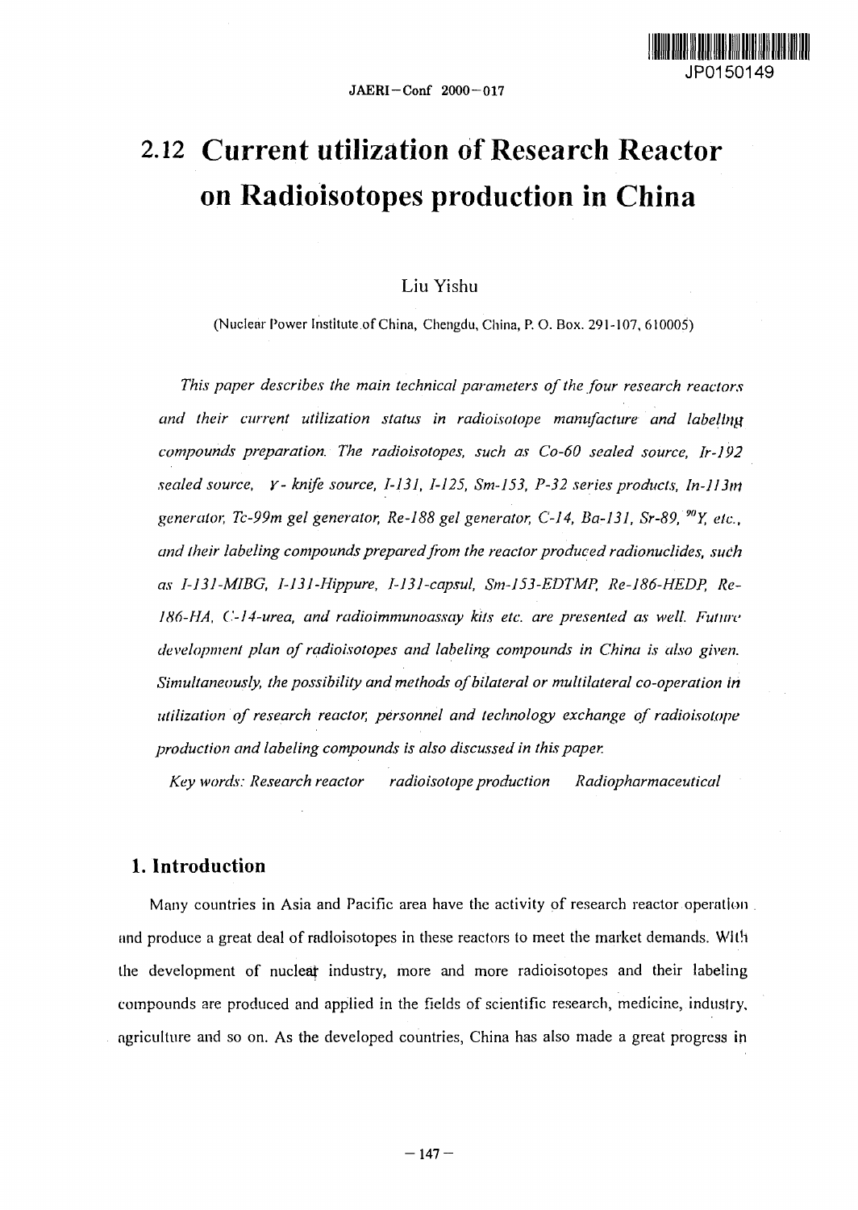# 2.12 Current utilization of Research Reactor on Radioisotopes production in China

Liu Yishu

(Nuclear Power Institute of China, Chengdu, China, P. O. Box. 291-107, 610005)

*This paper describes the main technical parameters of the four research reactors and their current utilization status in radioisotope manufacture and labeling compounds preparation. The radioisotopes, such as Co-60 sealed source, Ir-192 sealed source, γ- knife source, I-131, I-125, Sm-153, P-32 series products, In-113m generator, Tc-99m gel generator, Re-188 gel generator, C-14, Ba-131, Sr-89, ⁹⁰Y, etc., and their labeling compounds prepared from the reactor produced radionuclides, such as I-131-MIBG, I-131-Hippure, I-131-capsul, Sm-153-EDTMP, Re-186-HEDP, Re-186-HA, C-14-urea, and radioimmunoassay kits etc. are presented as well. Future development plan of radioisotopes and labeling compounds in China is also given. Simultaneously, the possibility and methods of bilateral or multilateral co-operation in utilization of research reactor, personnel and technology exchange of radioisotope production and labeling compounds is also discussed in this paper.*

*Key words: Research reactor radioisotope production Radiopharmaceutical*

## 1. Introduction

Many countries in Asia and Pacific area have the activity of research reactor operation and produce a great deal of radioisotopes in these reactors to meet the market demands. With the development of nuclear industry, more and more radioisotopes and their labeling compounds are produced and applied in the fields of scientific research, medicine, industry, agriculture and so on. As the developed countries, China has also made a great progress in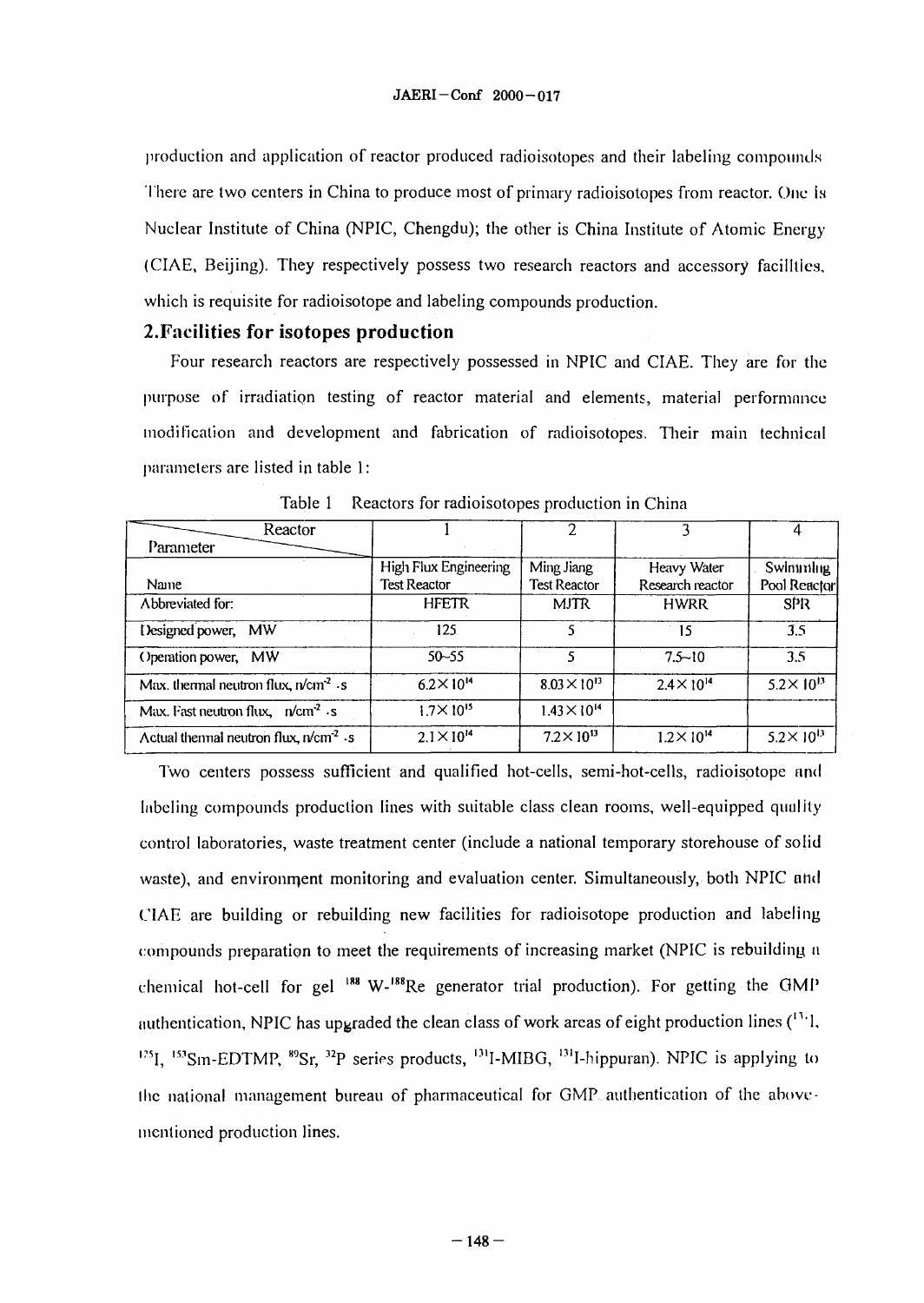production and application of reactor produced radioisotopes and their labeling compounds There are two centers in China to produce most of primary radioisotopes from reactor. One is Nuclear Institute of China (NPIC, Chengdu); the other is China Institute of Atomic Energy (CIAE, Beijing). They respectively possess two research reactors and accessory facilities, which is requisite for radioisotope and labeling compounds production.

## 2.Facilities for isotopes production

Four research reactors are respectively possessed in NPIC and CIAE. They are for the purpose of irradiation testing of reactor material and elements, material performance modification and development and fabrication of radioisotopes. Their main technical parameters are listed in table 1:

Table 1 Reactors for radioisotopes production in China

| Parameter \ Reactor | 1 | 2 | 3 | 4 |
|---|---|---|---|---|
| Name | High Flux Engineering Test Reactor | Ming Jiang Test Reactor | Heavy Water Research reactor | Swimming Pool Reactor |
| Abbreviated for: | HFETR | MJTR | HWRR | SPR |
| Designed power, MW | 125 | 5 | 15 | 3.5 |
| Operation power, MW | 50~55 | 5 | 7.5~10 | 3.5 |
| Max. thermal neutron flux, $n/cm^{2} \cdot s$ | $6.2\times10^{14}$ | $8.03\times10^{13}$ | $2.4\times10^{14}$ | $5.2\times10^{13}$ |
| Max. Fast neutron flux, $n/cm^{2} \cdot s$ | $1.7\times10^{15}$ | $1.43\times10^{14}$ | | |
| Actual thermal neutron flux, $n/cm^{2} \cdot s$ | $2.1\times10^{14}$ | $7.2\times10^{13}$ | $1.2\times10^{14}$ | $5.2\times10^{13}$ |

Two centers possess sufficient and qualified hot-cells, semi-hot-cells, radioisotope and labeling compounds production lines with suitable class clean rooms, well-equipped quality control laboratories, waste treatment center (include a national temporary storehouse of solid waste), and environment monitoring and evaluation center. Simultaneously, both NPIC and CIAE are building or rebuilding new facilities for radioisotope production and labeling compounds preparation to meet the requirements of increasing market (NPIC is rebuilding a chemical hot-cell for gel $^{188}$W-$^{188}$Re generator trial production). For getting the GMP authentication, NPIC has upgraded the clean class of work areas of eight production lines ($^{131}$I, $^{125}$I, $^{153}$Sm-EDTMP, $^{89}$Sr, $^{32}$P series products, $^{131}$I-MIBG, $^{131}$I-hippuran). NPIC is applying to the national management bureau of pharmaceutical for GMP authentication of the above-mentioned production lines.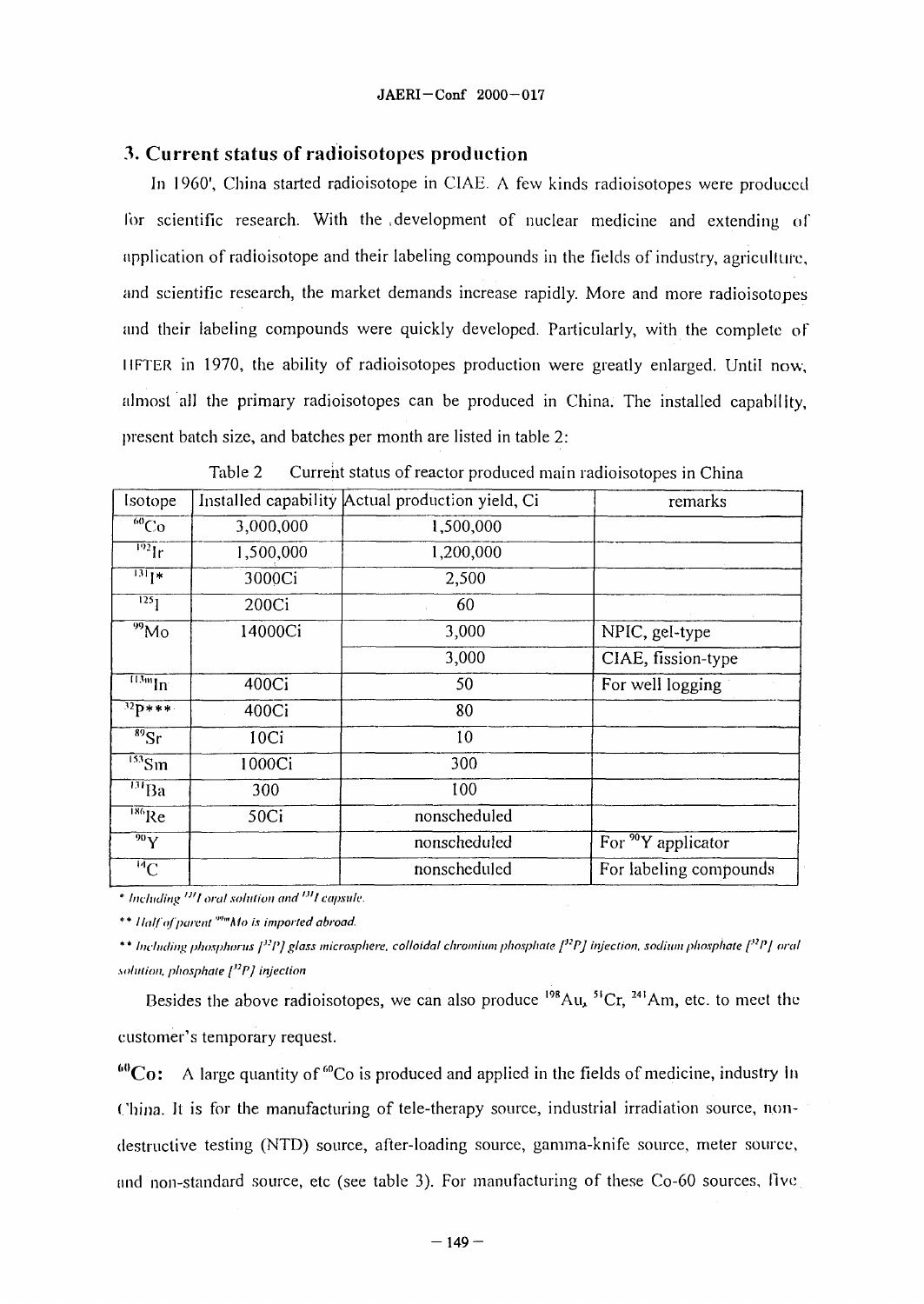## 3. Current status of radioisotopes production

In 1960', China started radioisotope in CIAE. A few kinds radioisotopes were produced for scientific research. With the development of nuclear medicine and extending of application of radioisotope and their labeling compounds in the fields of industry, agriculture, and scientific research, the market demands increase rapidly. More and more radioisotopes and their labeling compounds were quickly developed. Particularly, with the complete of HFTER in 1970, the ability of radioisotopes production were greatly enlarged. Until now, almost all the primary radioisotopes can be produced in China. The installed capability, present batch size, and batches per month are listed in table 2:

Table 2 Current status of reactor produced main radioisotopes in China

| Isotope | Installed capability | Actual production yield, Ci | remarks |
|---|---|---|---|
| $^{60}$Co | 3,000,000 | 1,500,000 | |
| $^{192}$Ir | 1,500,000 | 1,200,000 | |
| $^{131}$I* | 3000Ci | 2,500 | |
| $^{125}$I | 200Ci | 60 | |
| $^{99}$Mo | 14000Ci | 3,000 | NPIC, gel-type |
| | | 3,000 | CIAE, fission-type |
| $^{113m}$In | 400Ci | 50 | For well logging |
| $^{32}$P*** | 400Ci | 80 | |
| $^{89}$Sr | 10Ci | 10 | |
| $^{153}$Sm | 1000Ci | 300 | |
| $^{131}$Ba | 300 | 100 | |
| $^{186}$Re | 50Ci | nonscheduled | |
| $^{90}$Y | | nonscheduled | For $^{90}$Y applicator |
| $^{14}$C | | nonscheduled | For labeling compounds |

*\* Including $^{131}$I oral solution and $^{131}$I capsule.*

*\*\* Half of parent $^{99m}$Mo is imported abroad.*

*\*\* Including phosphorus [$^{32}$P] glass microsphere, colloidal chromium phosphate [$^{32}$P] injection, sodium phosphate [$^{32}$P] oral solution, phosphate [$^{32}$P] injection*

Besides the above radioisotopes, we can also produce $^{198}$Au, $^{51}$Cr, $^{241}$Am, etc. to meet the customer's temporary request.

**$^{60}$Co:** A large quantity of $^{60}$Co is produced and applied in the fields of medicine, industry in China. It is for the manufacturing of tele-therapy source, industrial irradiation source, non-destructive testing (NTD) source, after-loading source, gamma-knife source, meter source, and non-standard source, etc (see table 3). For manufacturing of these Co-60 sources, five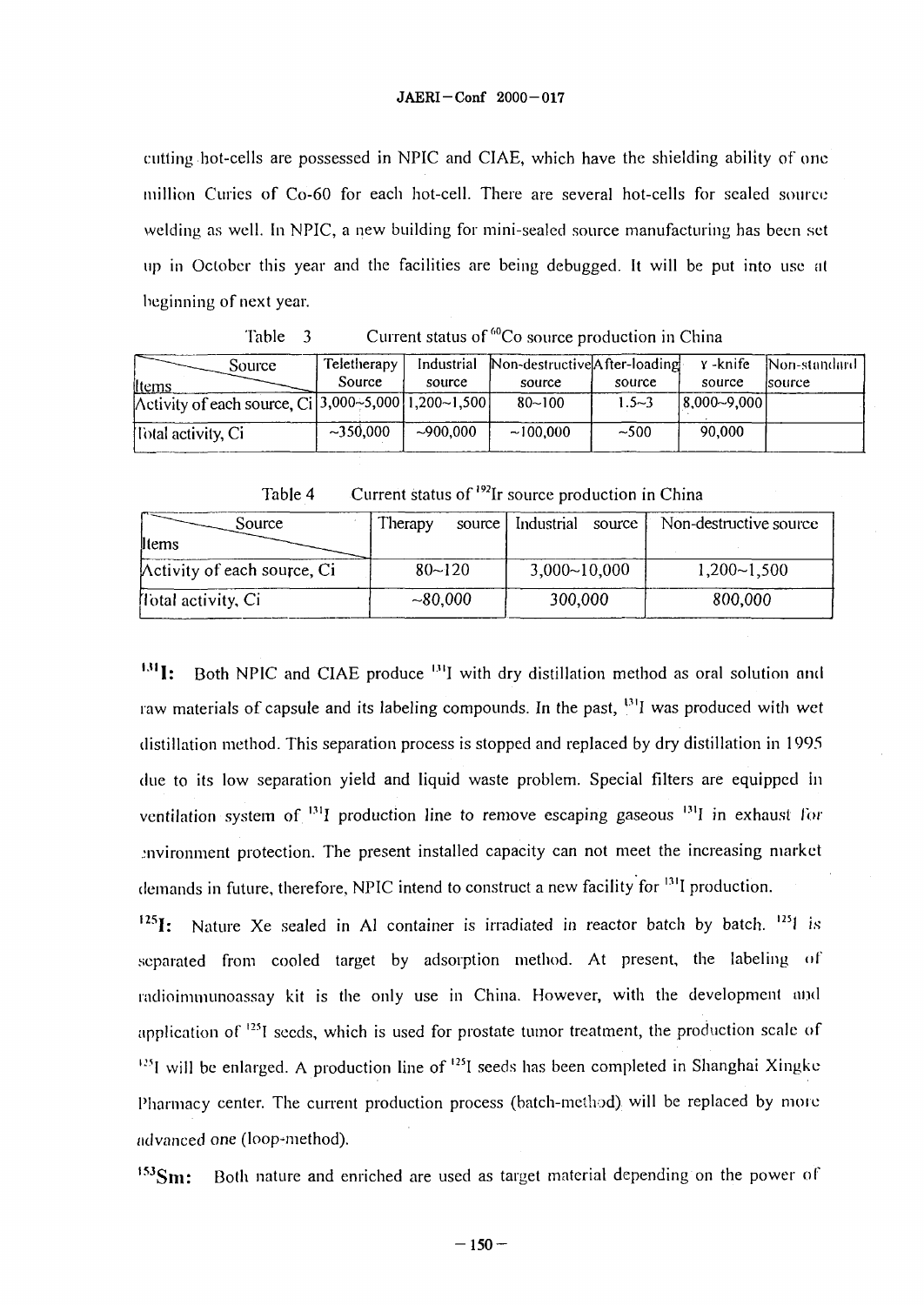cutting hot-cells are possessed in NPIC and CIAE, which have the shielding ability of one million Curies of Co-60 for each hot-cell. There are several hot-cells for sealed source welding as well. In NPIC, a new building for mini-sealed source manufacturing has been set up in October this year and the facilities are being debugged. It will be put into use at beginning of next year.

Table 3 Current status of $^{60}$Co source production in China

| Items \ Source | Teletherapy Source | Industrial source | Non-destructive source | After-loading source | γ-knife source | Non-standard source |
|---|---|---|---|---|---|---|
| Activity of each source, Ci | 3,000~5,000 | 1,200~1,500 | 80~100 | 1.5~3 | 8,000~9,000 | |
| Total activity, Ci | ~350,000 | ~900,000 | ~100,000 | ~500 | 90,000 | |

Table 4 Current status of $^{192}$Ir source production in China

| Items \ Source | Therapy source | Industrial source | Non-destructive source |
|---|---|---|---|
| Activity of each source, Ci | 80~120 | 3,000~10,000 | 1,200~1,500 |
| Total activity, Ci | ~80,000 | 300,000 | 800,000 |

**$^{131}$I:** Both NPIC and CIAE produce $^{131}$I with dry distillation method as oral solution and raw materials of capsule and its labeling compounds. In the past, $^{131}$I was produced with wet distillation method. This separation process is stopped and replaced by dry distillation in 1995 due to its low separation yield and liquid waste problem. Special filters are equipped in ventilation system of $^{131}$I production line to remove escaping gaseous $^{131}$I in exhaust for environment protection. The present installed capacity can not meet the increasing market demands in future, therefore, NPIC intend to construct a new facility for $^{131}$I production.

**$^{125}$I:** Nature Xe sealed in Al container is irradiated in reactor batch by batch. $^{125}$I is separated from cooled target by adsorption method. At present, the labeling of radioimmunoassay kit is the only use in China. However, with the development and application of $^{125}$I seeds, which is used for prostate tumor treatment, the production scale of $^{125}$I will be enlarged. A production line of $^{125}$I seeds has been completed in Shanghai Xingke Pharmacy center. The current production process (batch-method) will be replaced by more advanced one (loop-method).

**$^{153}$Sm:** Both nature and enriched are used as target material depending on the power of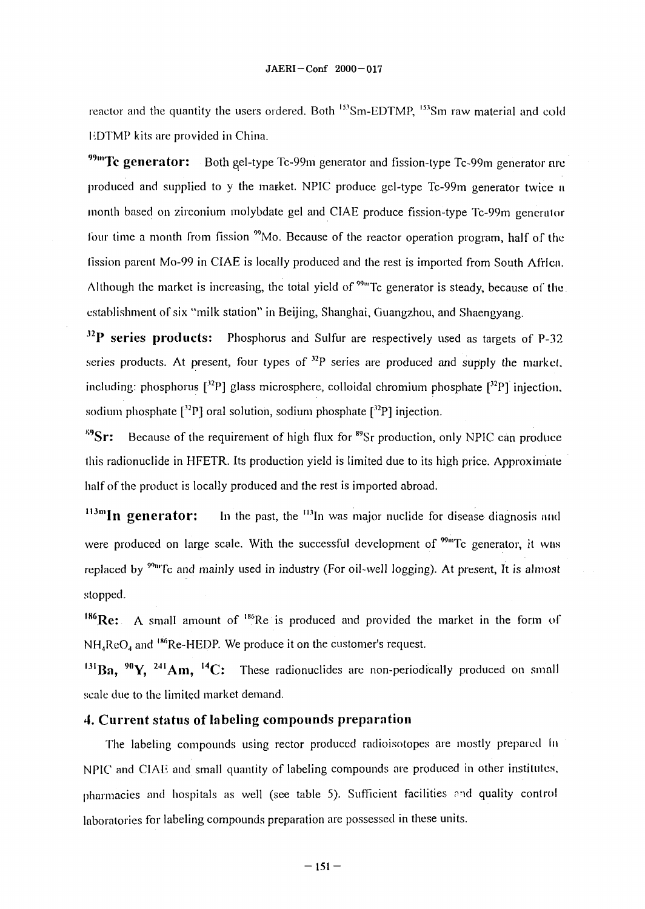reactor and the quantity the users ordered. Both $^{153}$Sm-EDTMP, $^{153}$Sm raw material and cold EDTMP kits are provided in China.

**$^{99m}$Tc generator:** Both gel-type Tc-99m generator and fission-type Tc-99m generator are produced and supplied to y the market. NPIC produce gel-type Tc-99m generator twice a month based on zirconium molybdate gel and CIAE produce fission-type Tc-99m generator four time a month from fission $^{99}$Mo. Because of the reactor operation program, half of the fission parent Mo-99 in CIAE is locally produced and the rest is imported from South Africa. Although the market is increasing, the total yield of $^{99m}$Tc generator is steady, because of the establishment of six "milk station" in Beijing, Shanghai, Guangzhou, and Shaengyang.

**$^{32}$P series products:** Phosphorus and Sulfur are respectively used as targets of P-32 series products. At present, four types of $^{32}$P series are produced and supply the market, including: phosphorus [$^{32}$P] glass microsphere, colloidal chromium phosphate [$^{32}$P] injection, sodium phosphate [$^{32}$P] oral solution, sodium phosphate [$^{32}$P] injection.

**$^{89}$Sr:** Because of the requirement of high flux for $^{89}$Sr production, only NPIC can produce this radionuclide in HFETR. Its production yield is limited due to its high price. Approximate half of the product is locally produced and the rest is imported abroad.

**$^{113m}$In generator:** In the past, the $^{113}$In was major nuclide for disease diagnosis and were produced on large scale. With the successful development of $^{99m}$Tc generator, it was replaced by $^{99m}$Tc and mainly used in industry (For oil-well logging). At present, It is almost stopped.

**$^{186}$Re:** A small amount of $^{186}$Re is produced and provided the market in the form of $NH_4ReO_4$ and $^{186}$Re-HEDP. We produce it on the customer's request.

**$^{131}$Ba, $^{90}$Y, $^{241}$Am, $^{14}$C:** These radionuclides are non-periodically produced on small scale due to the limited market demand.

## 4. Current status of labeling compounds preparation

The labeling compounds using rector produced radioisotopes are mostly prepared in NPIC and CIAE and small quantity of labeling compounds are produced in other institutes, pharmacies and hospitals as well (see table 5). Sufficient facilities and quality control laboratories for labeling compounds preparation are possessed in these units.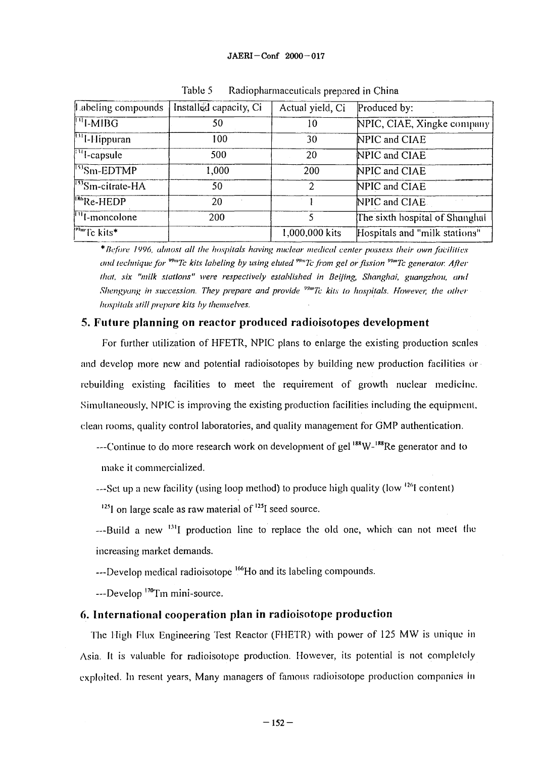Table 5 Radiopharmaceuticals prepared in China

| Labeling compounds | Installed capacity, Ci | Actual yield, Ci | Produced by: |
|---|---|---|---|
| $^{131}$I-MIBG | 50 | 10 | NPIC, CIAE, Xingke company |
| $^{131}$I-Hippuran | 100 | 30 | NPIC and CIAE |
| $^{131}$I-capsule | 500 | 20 | NPIC and CIAE |
| $^{153}$Sm-EDTMP | 1,000 | 200 | NPIC and CIAE |
| $^{153}$Sm-citrate-HA | 50 | 2 | NPIC and CIAE |
| $^{186}$Re-HEDP | 20 | 1 | NPIC and CIAE |
| $^{131}$I-moncolone | 200 | 5 | The sixth hospital of Shanghai |
| $^{99m}$Tc kits* | | 1,000,000 kits | Hospitals and "milk stations" |

*\*Before 1996, almost all the hospitals having nuclear medical center possess their own facilities and technique for $^{99m}$Tc kits labeling by using eluted $^{99m}$Tc from gel or fission $^{99m}$Tc generator. After that, six "milk stations" were respectively established in Beijing, Shanghai, guangzhou, and Shengyang in succession. They prepare and provide $^{99m}$Tc kits to hospitals. However, the other hospitals still prepare kits by themselves.*

## 5. Future planning on reactor produced radioisotopes development

For further utilization of HFETR, NPIC plans to enlarge the existing production scales and develop more new and potential radioisotopes by building new production facilities or rebuilding existing facilities to meet the requirement of growth nuclear medicine. Simultaneously, NPIC is improving the existing production facilities including the equipment, clean rooms, quality control laboratories, and quality management for GMP authentication.

---Continue to do more research work on development of gel $^{188}$W-$^{188}$Re generator and to make it commercialized.

---Set up a new facility (using loop method) to produce high quality (low $^{126}$I content) $^{125}$I on large scale as raw material of $^{125}$I seed source.

---Build a new $^{131}$I production line to replace the old one, which can not meet the increasing market demands.

---Develop medical radioisotope $^{166}$Ho and its labeling compounds.

---Develop $^{170}$Tm mini-source.

## 6. International cooperation plan in radioisotope production

The High Flux Engineering Test Reactor (FHETR) with power of 125 MW is unique in Asia. It is valuable for radioisotope production. However, its potential is not completely exploited. In resent years, Many managers of famous radioisotope production companies in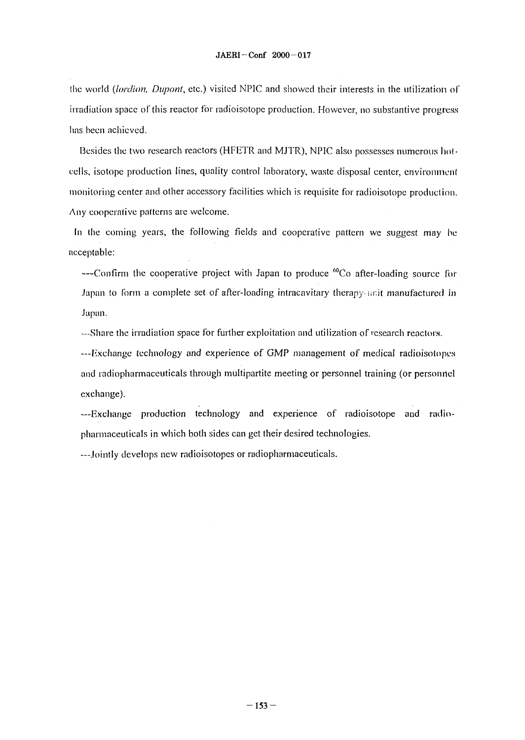the world (*lordion, Dupont*, etc.) visited NPIC and showed their interests in the utilization of irradiation space of this reactor for radioisotope production. However, no substantive progress has been achieved.

Besides the two research reactors (HFETR and MJTR), NPIC also possesses numerous hot-cells, isotope production lines, quality control laboratory, waste disposal center, environment monitoring center and other accessory facilities which is requisite for radioisotope production. Any cooperative patterns are welcome.

In the coming years, the following fields and cooperative pattern we suggest may be acceptable:

---Confirm the cooperative project with Japan to produce $^{60}Co$ after-loading source for Japan to form a complete set of after-loading intracavitary therapy unit manufactured in Japan.

---Share the irradiation space for further exploitation and utilization of research reactors.

---Exchange technology and experience of GMP management of medical radioisotopes and radiopharmaceuticals through multipartite meeting or personnel training (or personnel exchange).

---Exchange production technology and experience of radioisotope and radiopharmaceuticals in which both sides can get their desired technologies.

---Jointly develops new radioisotopes or radiopharmaceuticals.